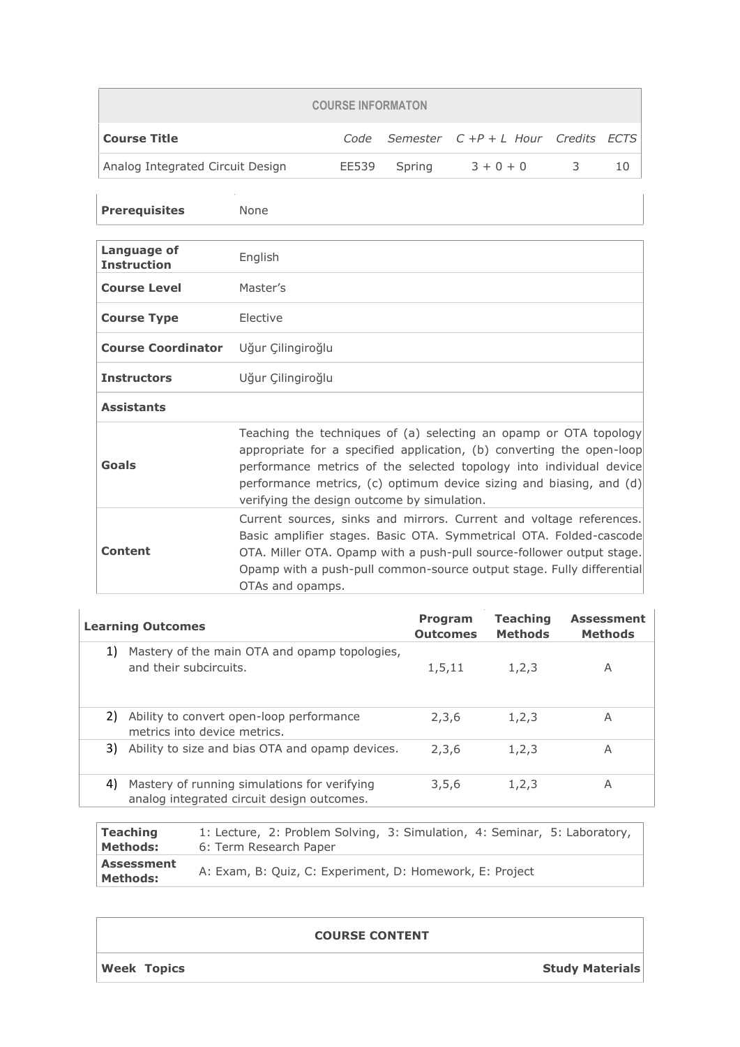| COURSE INFORMATON | | | | | |
|---|---|---|---|---|---|
| **Course Title** | *Code* | *Semester* | *C +P + L Hour* | *Credits* | *ECTS* |
| Analog Integrated Circuit Design | EE539 | Spring | 3 + 0 + 0 | 3 | 10 |

| | |
|---|---|
| **Prerequisites** | None |

| | |
|---|---|
| **Language of Instruction** | English |
| **Course Level** | Master's |
| **Course Type** | Elective |
| **Course Coordinator** | Uğur Çilingiroğlu |
| **Instructors** | Uğur Çilingiroğlu |
| **Assistants** | |
| **Goals** | Teaching the techniques of (a) selecting an opamp or OTA topology appropriate for a specified application, (b) converting the open-loop performance metrics of the selected topology into individual device performance metrics, (c) optimum device sizing and biasing, and (d) verifying the design outcome by simulation. |
| **Content** | Current sources, sinks and mirrors. Current and voltage references. Basic amplifier stages. Basic OTA. Symmetrical OTA. Folded-cascode OTA. Miller OTA. Opamp with a push-pull source-follower output stage. Opamp with a push-pull common-source output stage. Fully differential OTAs and opamps. |

| **Learning Outcomes** | **Program Outcomes** | **Teaching Methods** | **Assessment Methods** |
|---|---|---|---|
| 1) Mastery of the main OTA and opamp topologies, and their subcircuits. | 1,5,11 | 1,2,3 | A |
| 2) Ability to convert open-loop performance metrics into device metrics. | 2,3,6 | 1,2,3 | A |
| 3) Ability to size and bias OTA and opamp devices. | 2,3,6 | 1,2,3 | A |
| 4) Mastery of running simulations for verifying analog integrated circuit design outcomes. | 3,5,6 | 1,2,3 | A |

| | |
|---|---|
| **Teaching Methods:** | 1: Lecture, 2: Problem Solving, 3: Simulation, 4: Seminar, 5: Laboratory, 6: Term Research Paper |
| **Assessment Methods:** | A: Exam, B: Quiz, C: Experiment, D: Homework, E: Project |

| COURSE CONTENT | | |
|---|---|---|
| **Week** | **Topics** | **Study Materials** |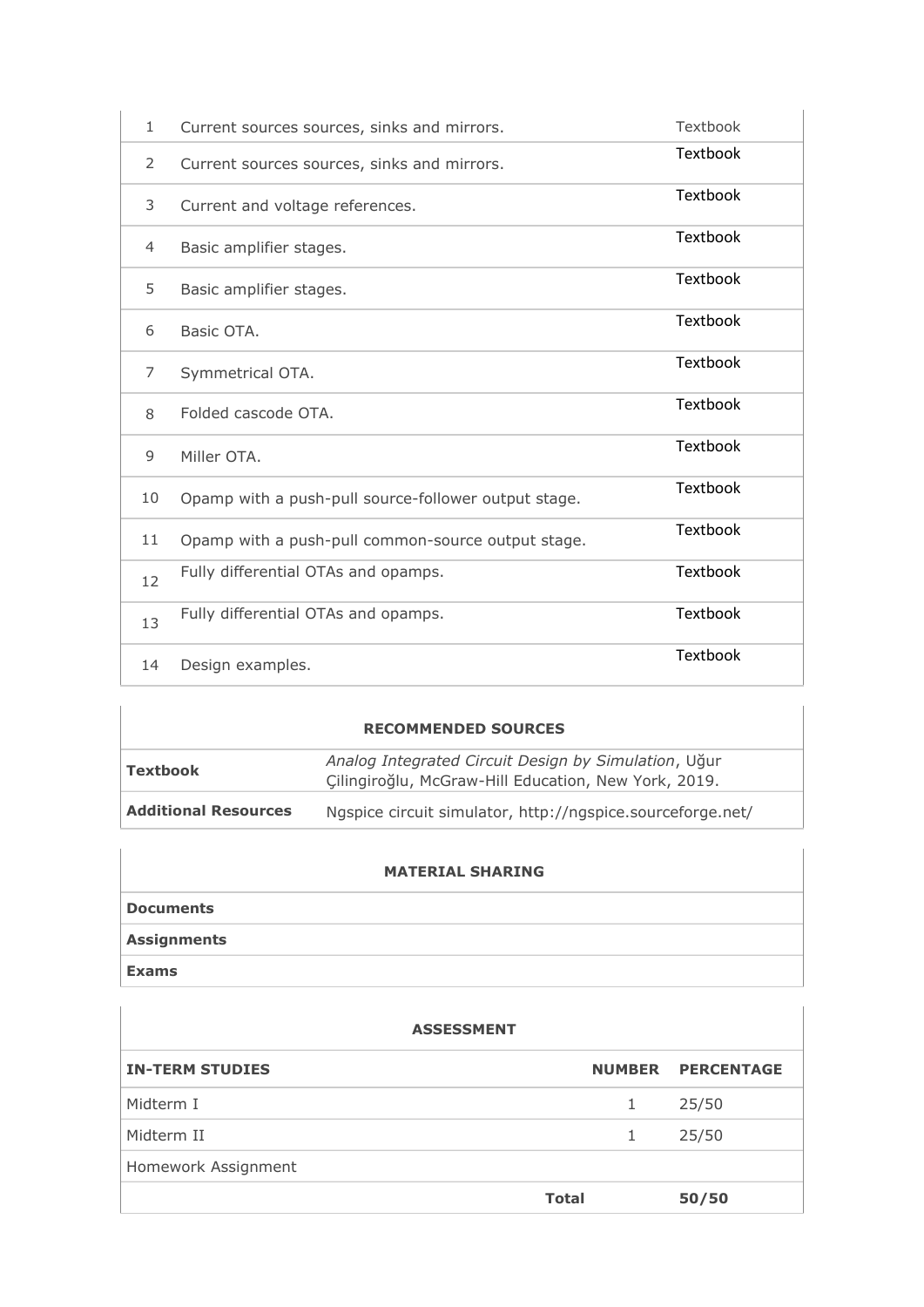| | | |
|---|---|---|
| 1 | Current sources sources, sinks and mirrors. | Textbook |
| 2 | Current sources sources, sinks and mirrors. | Textbook |
| 3 | Current and voltage references. | Textbook |
| 4 | Basic amplifier stages. | Textbook |
| 5 | Basic amplifier stages. | Textbook |
| 6 | Basic OTA. | Textbook |
| 7 | Symmetrical OTA. | Textbook |
| 8 | Folded cascode OTA. | Textbook |
| 9 | Miller OTA. | Textbook |
| 10 | Opamp with a push-pull source-follower output stage. | Textbook |
| 11 | Opamp with a push-pull common-source output stage. | Textbook |
| 12 | Fully differential OTAs and opamps. | Textbook |
| 13 | Fully differential OTAs and opamps. | Textbook |
| 14 | Design examples. | Textbook |

| **RECOMMENDED SOURCES** | |
|---|---|
| **Textbook** | *Analog Integrated Circuit Design by Simulation*, Uğur Çilingiroğlu, McGraw-Hill Education, New York, 2019. |
| **Additional Resources** | Ngspice circuit simulator, http://ngspice.sourceforge.net/ |

| **MATERIAL SHARING** |
|---|
| **Documents** |
| **Assignments** |
| **Exams** |

| **ASSESSMENT** | | |
|---|---|---|
| **IN-TERM STUDIES** | **NUMBER** | **PERCENTAGE** |
| Midterm I | 1 | 25/50 |
| Midterm II | 1 | 25/50 |
| Homework Assignment | | |
| | **Total** | **50/50** |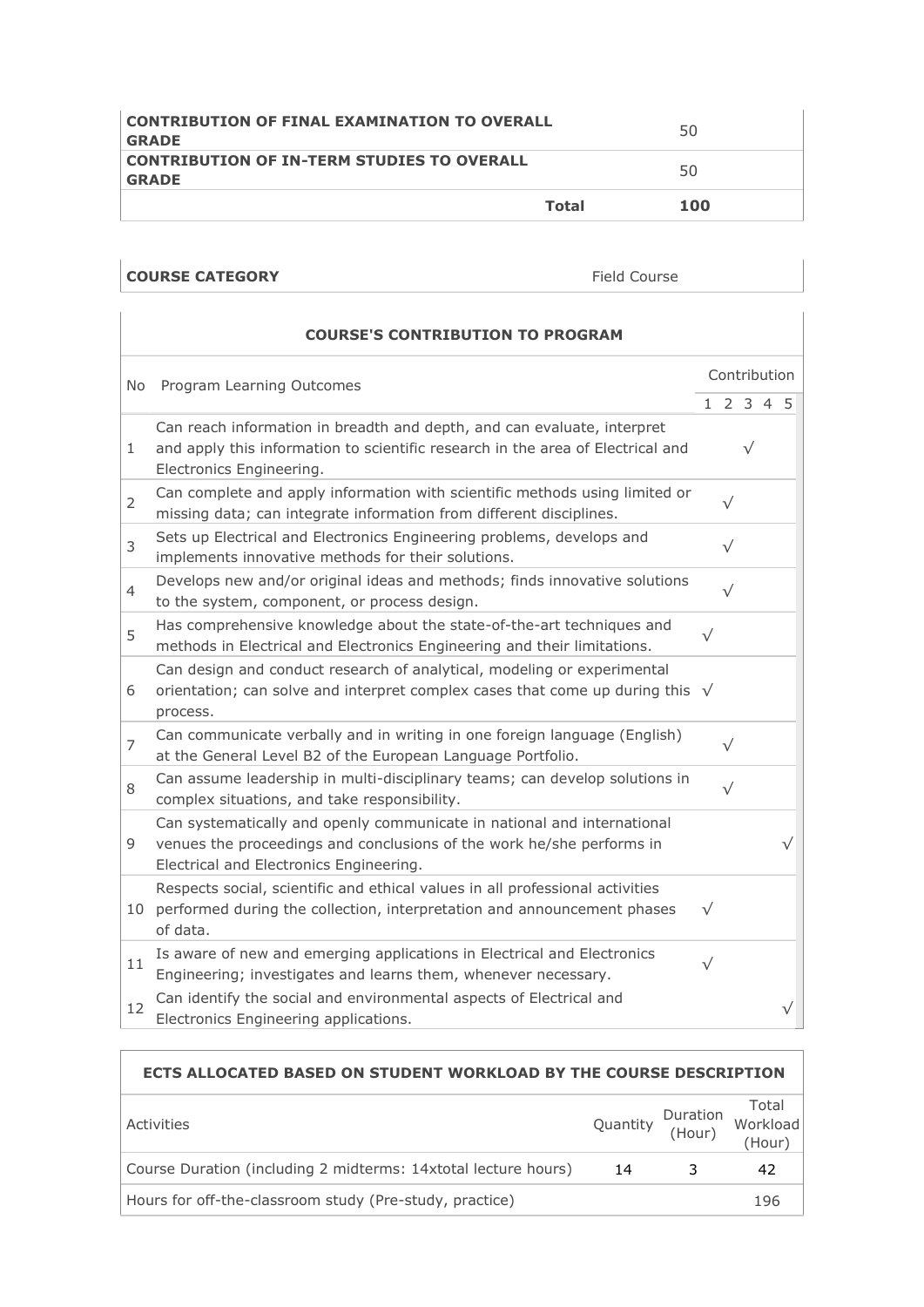| | | |
|---|---|---|
| **CONTRIBUTION OF FINAL EXAMINATION TO OVERALL GRADE** | | 50 |
| **CONTRIBUTION OF IN-TERM STUDIES TO OVERALL GRADE** | | 50 |
| | **Total** | **100** |

| | |
|---|---|
| **COURSE CATEGORY** | Field Course |

**COURSE'S CONTRIBUTION TO PROGRAM**

| No | Program Learning Outcomes | Contribution | | | | |
|---|---|---|---|---|---|---|
| | | 1 | 2 | 3 | 4 | 5 |
| 1 | Can reach information in breadth and depth, and can evaluate, interpret and apply this information to scientific research in the area of Electrical and Electronics Engineering. | | | √ | | |
| 2 | Can complete and apply information with scientific methods using limited or missing data; can integrate information from different disciplines. | | √ | | | |
| 3 | Sets up Electrical and Electronics Engineering problems, develops and implements innovative methods for their solutions. | | √ | | | |
| 4 | Develops new and/or original ideas and methods; finds innovative solutions to the system, component, or process design. | | √ | | | |
| 5 | Has comprehensive knowledge about the state-of-the-art techniques and methods in Electrical and Electronics Engineering and their limitations. | √ | | | | |
| 6 | Can design and conduct research of analytical, modeling or experimental orientation; can solve and interpret complex cases that come up during this process. | √ | | | | |
| 7 | Can communicate verbally and in writing in one foreign language (English) at the General Level B2 of the European Language Portfolio. | | √ | | | |
| 8 | Can assume leadership in multi-disciplinary teams; can develop solutions in complex situations, and take responsibility. | | √ | | | |
| 9 | Can systematically and openly communicate in national and international venues the proceedings and conclusions of the work he/she performs in Electrical and Electronics Engineering. | | | | | √ |
| 10 | Respects social, scientific and ethical values in all professional activities performed during the collection, interpretation and announcement phases of data. | √ | | | | |
| 11 | Is aware of new and emerging applications in Electrical and Electronics Engineering; investigates and learns them, whenever necessary. | √ | | | | |
| 12 | Can identify the social and environmental aspects of Electrical and Electronics Engineering applications. | | | | | √ |

**ECTS ALLOCATED BASED ON STUDENT WORKLOAD BY THE COURSE DESCRIPTION**

| Activities | Quantity | Duration (Hour) | Total Workload (Hour) |
|---|---|---|---|
| Course Duration (including 2 midterms: 14xtotal lecture hours) | 14 | 3 | 42 |
| Hours for off-the-classroom study (Pre-study, practice) | | | 196 |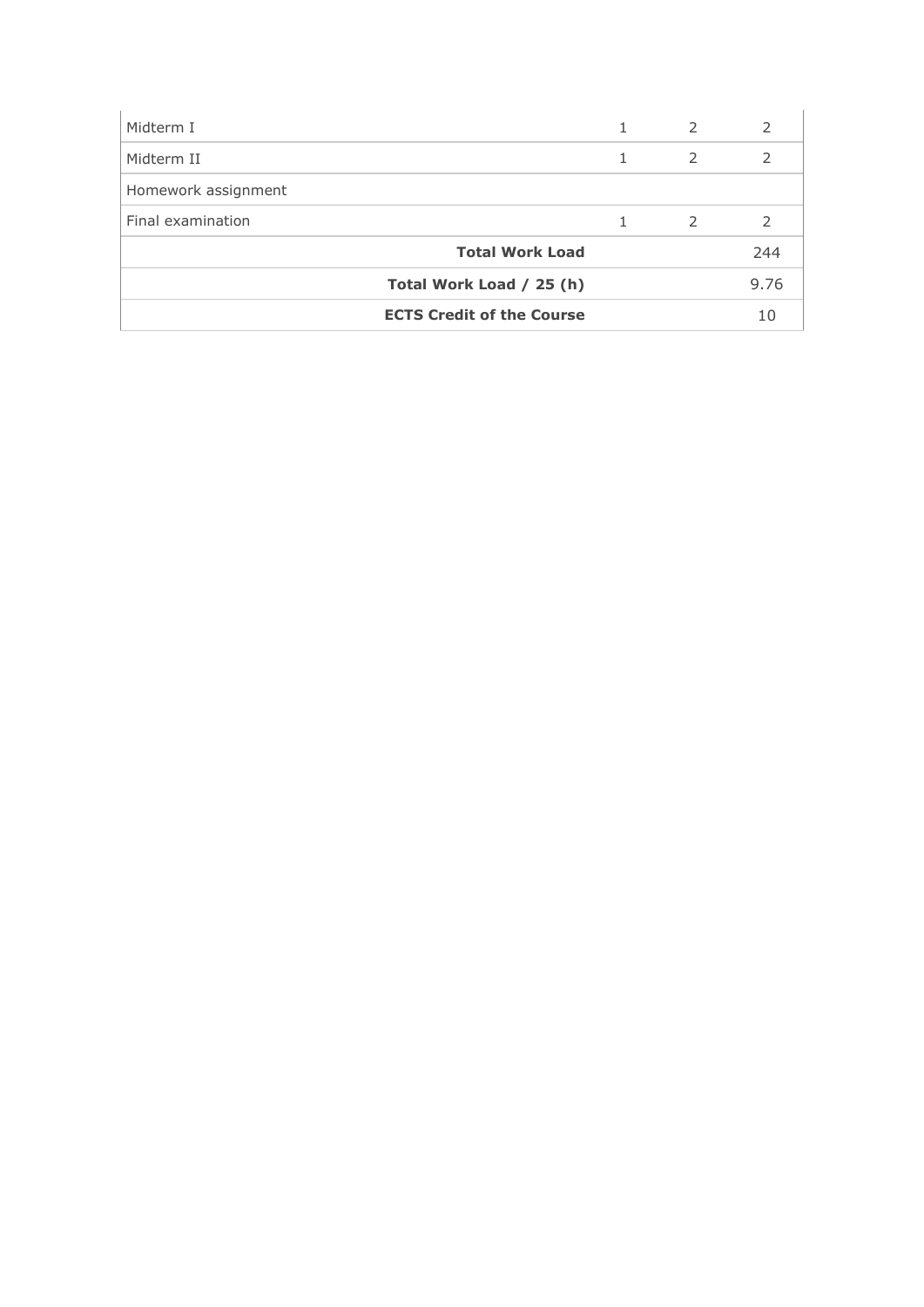| | | | |
|---|---|---|---|
| Midterm I | 1 | 2 | 2 |
| Midterm II | 1 | 2 | 2 |
| Homework assignment | | | |
| Final examination | 1 | 2 | 2 |
| **Total Work Load** | | | 244 |
| **Total Work Load / 25 (h)** | | | 9.76 |
| **ECTS Credit of the Course** | | | 10 |